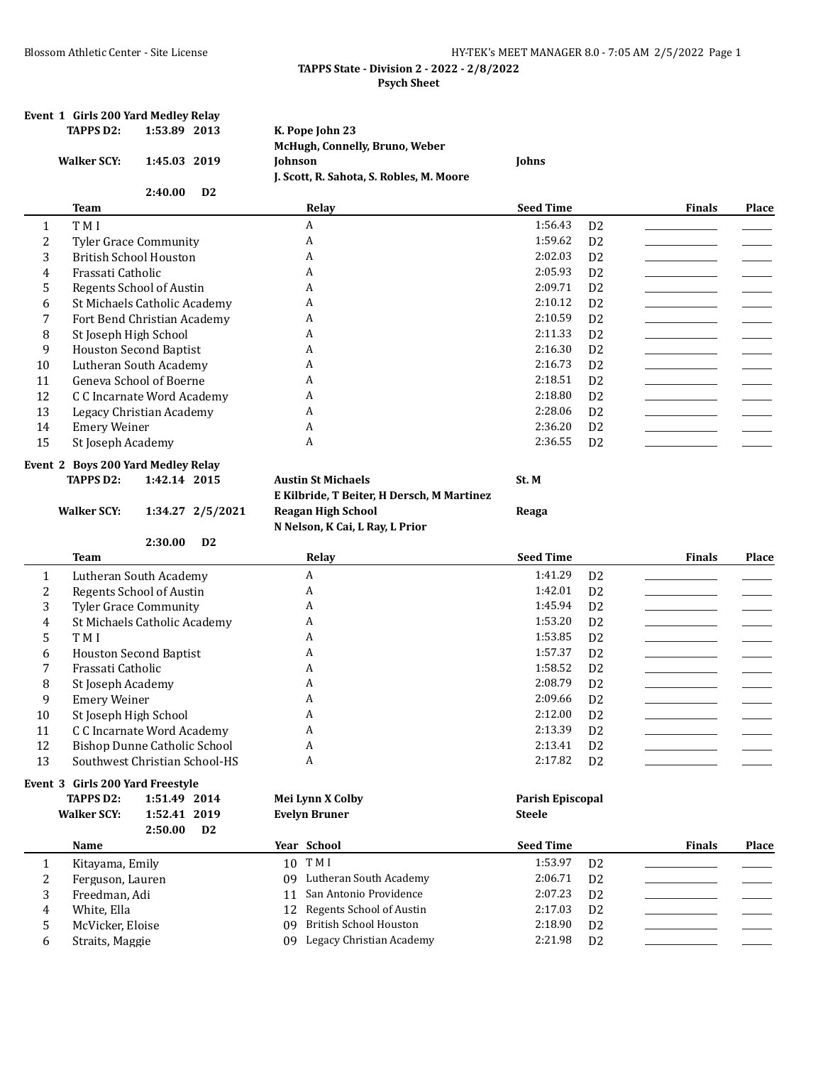## TAPPS State - Division 2 - 2022 - 2/8/2022

### Psych Sheet

**Event 1 Girls 200 Yard Medley Relay**

| | | | |
|---|---|---|---|
| **TAPPS D2:** | **1:53.89 2013** | **K. Pope John 23** | |
| | | **McHugh, Connelly, Bruno, Weber** | |
| **Walker SCY:** | **1:45.03 2019** | **Johnson** | **Johns** |
| | | **J. Scott, R. Sahota, S. Robles, M. Moore** | |
| | **2:40.00 D2** | | |

| | Team | Relay | Seed Time | | Finals | Place |
|---|---|---|---|---|---|---|
| 1 | T M I | A | 1:56.43 | D2 | | |
| 2 | Tyler Grace Community | A | 1:59.62 | D2 | | |
| 3 | British School Houston | A | 2:02.03 | D2 | | |
| 4 | Frassati Catholic | A | 2:05.93 | D2 | | |
| 5 | Regents School of Austin | A | 2:09.71 | D2 | | |
| 6 | St Michaels Catholic Academy | A | 2:10.12 | D2 | | |
| 7 | Fort Bend Christian Academy | A | 2:10.59 | D2 | | |
| 8 | St Joseph High School | A | 2:11.33 | D2 | | |
| 9 | Houston Second Baptist | A | 2:16.30 | D2 | | |
| 10 | Lutheran South Academy | A | 2:16.73 | D2 | | |
| 11 | Geneva School of Boerne | A | 2:18.51 | D2 | | |
| 12 | C C Incarnate Word Academy | A | 2:18.80 | D2 | | |
| 13 | Legacy Christian Academy | A | 2:28.06 | D2 | | |
| 14 | Emery Weiner | A | 2:36.20 | D2 | | |
| 15 | St Joseph Academy | A | 2:36.55 | D2 | | |

**Event 2 Boys 200 Yard Medley Relay**

| | | | |
|---|---|---|---|
| **TAPPS D2:** | **1:42.14 2015** | **Austin St Michaels** | **St. M** |
| | | **E Kilbride, T Beiter, H Dersch, M Martinez** | |
| **Walker SCY:** | **1:34.27 2/5/2021** | **Reagan High School** | **Reaga** |
| | | **N Nelson, K Cai, L Ray, L Prior** | |
| | **2:30.00 D2** | | |

| | Team | Relay | Seed Time | | Finals | Place |
|---|---|---|---|---|---|---|
| 1 | Lutheran South Academy | A | 1:41.29 | D2 | | |
| 2 | Regents School of Austin | A | 1:42.01 | D2 | | |
| 3 | Tyler Grace Community | A | 1:45.94 | D2 | | |
| 4 | St Michaels Catholic Academy | A | 1:53.20 | D2 | | |
| 5 | T M I | A | 1:53.85 | D2 | | |
| 6 | Houston Second Baptist | A | 1:57.37 | D2 | | |
| 7 | Frassati Catholic | A | 1:58.52 | D2 | | |
| 8 | St Joseph Academy | A | 2:08.79 | D2 | | |
| 9 | Emery Weiner | A | 2:09.66 | D2 | | |
| 10 | St Joseph High School | A | 2:12.00 | D2 | | |
| 11 | C C Incarnate Word Academy | A | 2:13.39 | D2 | | |
| 12 | Bishop Dunne Catholic School | A | 2:13.41 | D2 | | |
| 13 | Southwest Christian School-HS | A | 2:17.82 | D2 | | |

**Event 3 Girls 200 Yard Freestyle**

| | | | |
|---|---|---|---|
| **TAPPS D2:** | **1:51.49 2014** | **Mei Lynn X Colby** | **Parish Episcopal** |
| **Walker SCY:** | **1:52.41 2019** | **Evelyn Bruner** | **Steele** |
| | **2:50.00 D2** | | |

| | Name | Year | School | Seed Time | | Finals | Place |
|---|---|---|---|---|---|---|---|
| 1 | Kitayama, Emily | 10 | T M I | 1:53.97 | D2 | | |
| 2 | Ferguson, Lauren | 09 | Lutheran South Academy | 2:06.71 | D2 | | |
| 3 | Freedman, Adi | 11 | San Antonio Providence | 2:07.23 | D2 | | |
| 4 | White, Ella | 12 | Regents School of Austin | 2:17.03 | D2 | | |
| 5 | McVicker, Eloise | 09 | British School Houston | 2:18.90 | D2 | | |
| 6 | Straits, Maggie | 09 | Legacy Christian Academy | 2:21.98 | D2 | | |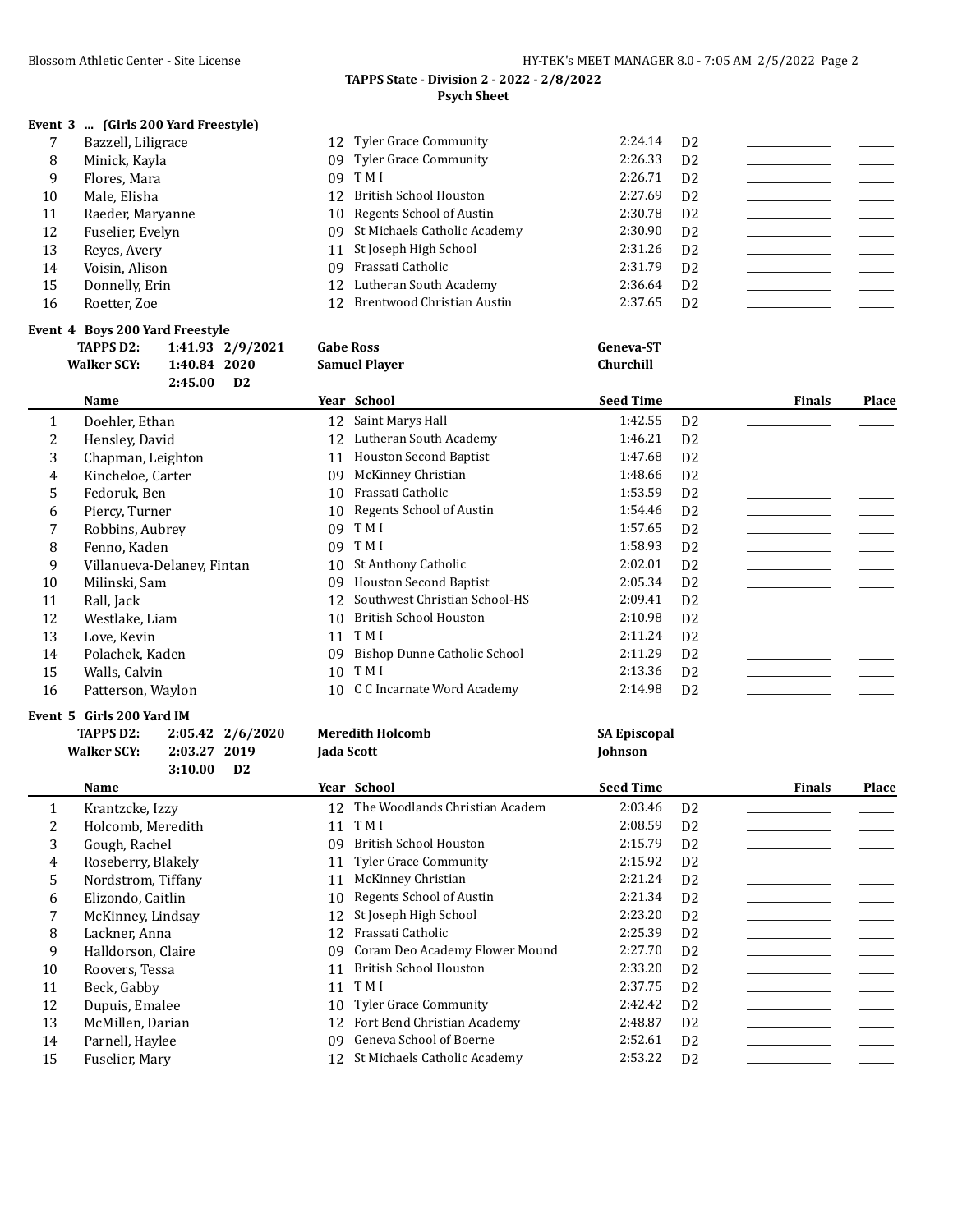**TAPPS State - Division 2 - 2022 - 2/8/2022**
**Psych Sheet**

**Event 3 ... (Girls 200 Yard Freestyle)**

| | Name | Year | School | Seed Time | | Finals | Place |
|---|---|---|---|---|---|---|---|
| 7 | Bazzell, Liligrace | 12 | Tyler Grace Community | 2:24.14 | D2 | | |
| 8 | Minick, Kayla | 09 | Tyler Grace Community | 2:26.33 | D2 | | |
| 9 | Flores, Mara | 09 | T M I | 2:26.71 | D2 | | |
| 10 | Male, Elisha | 12 | British School Houston | 2:27.69 | D2 | | |
| 11 | Raeder, Maryanne | 10 | Regents School of Austin | 2:30.78 | D2 | | |
| 12 | Fuselier, Evelyn | 09 | St Michaels Catholic Academy | 2:30.90 | D2 | | |
| 13 | Reyes, Avery | 11 | St Joseph High School | 2:31.26 | D2 | | |
| 14 | Voisin, Alison | 09 | Frassati Catholic | 2:31.79 | D2 | | |
| 15 | Donnelly, Erin | 12 | Lutheran South Academy | 2:36.64 | D2 | | |
| 16 | Roetter, Zoe | 12 | Brentwood Christian Austin | 2:37.65 | D2 | | |

**Event 4 Boys 200 Yard Freestyle**

| | | | |
|---|---|---|---|
| **TAPPS D2:** | **1:41.93 2/9/2021** | **Gabe Ross** | **Geneva-ST** |
| **Walker SCY:** | **1:40.84 2020** | **Samuel Player** | **Churchill** |
| | **2:45.00 D2** | | |

| | Name | Year | School | Seed Time | | Finals | Place |
|---|---|---|---|---|---|---|---|
| 1 | Doehler, Ethan | 12 | Saint Marys Hall | 1:42.55 | D2 | | |
| 2 | Hensley, David | 12 | Lutheran South Academy | 1:46.21 | D2 | | |
| 3 | Chapman, Leighton | 11 | Houston Second Baptist | 1:47.68 | D2 | | |
| 4 | Kincheloe, Carter | 09 | McKinney Christian | 1:48.66 | D2 | | |
| 5 | Fedoruk, Ben | 10 | Frassati Catholic | 1:53.59 | D2 | | |
| 6 | Piercy, Turner | 10 | Regents School of Austin | 1:54.46 | D2 | | |
| 7 | Robbins, Aubrey | 09 | T M I | 1:57.65 | D2 | | |
| 8 | Fenno, Kaden | 09 | T M I | 1:58.93 | D2 | | |
| 9 | Villanueva-Delaney, Fintan | 10 | St Anthony Catholic | 2:02.01 | D2 | | |
| 10 | Milinski, Sam | 09 | Houston Second Baptist | 2:05.34 | D2 | | |
| 11 | Rall, Jack | 12 | Southwest Christian School-HS | 2:09.41 | D2 | | |
| 12 | Westlake, Liam | 10 | British School Houston | 2:10.98 | D2 | | |
| 13 | Love, Kevin | 11 | T M I | 2:11.24 | D2 | | |
| 14 | Polachek, Kaden | 09 | Bishop Dunne Catholic School | 2:11.29 | D2 | | |
| 15 | Walls, Calvin | 10 | T M I | 2:13.36 | D2 | | |
| 16 | Patterson, Waylon | 10 | C C Incarnate Word Academy | 2:14.98 | D2 | | |

**Event 5 Girls 200 Yard IM**

| | | | |
|---|---|---|---|
| **TAPPS D2:** | **2:05.42 2/6/2020** | **Meredith Holcomb** | **SA Episcopal** |
| **Walker SCY:** | **2:03.27 2019** | **Jada Scott** | **Johnson** |
| | **3:10.00 D2** | | |

| | Name | Year | School | Seed Time | | Finals | Place |
|---|---|---|---|---|---|---|---|
| 1 | Krantzcke, Izzy | 12 | The Woodlands Christian Academ | 2:03.46 | D2 | | |
| 2 | Holcomb, Meredith | 11 | T M I | 2:08.59 | D2 | | |
| 3 | Gough, Rachel | 09 | British School Houston | 2:15.79 | D2 | | |
| 4 | Roseberry, Blakely | 11 | Tyler Grace Community | 2:15.92 | D2 | | |
| 5 | Nordstrom, Tiffany | 11 | McKinney Christian | 2:21.24 | D2 | | |
| 6 | Elizondo, Caitlin | 10 | Regents School of Austin | 2:21.34 | D2 | | |
| 7 | McKinney, Lindsay | 12 | St Joseph High School | 2:23.20 | D2 | | |
| 8 | Lackner, Anna | 12 | Frassati Catholic | 2:25.39 | D2 | | |
| 9 | Halldorson, Claire | 09 | Coram Deo Academy Flower Mound | 2:27.70 | D2 | | |
| 10 | Roovers, Tessa | 11 | British School Houston | 2:33.20 | D2 | | |
| 11 | Beck, Gabby | 11 | T M I | 2:37.75 | D2 | | |
| 12 | Dupuis, Emalee | 10 | Tyler Grace Community | 2:42.42 | D2 | | |
| 13 | McMillen, Darian | 12 | Fort Bend Christian Academy | 2:48.87 | D2 | | |
| 14 | Parnell, Haylee | 09 | Geneva School of Boerne | 2:52.61 | D2 | | |
| 15 | Fuselier, Mary | 12 | St Michaels Catholic Academy | 2:53.22 | D2 | | |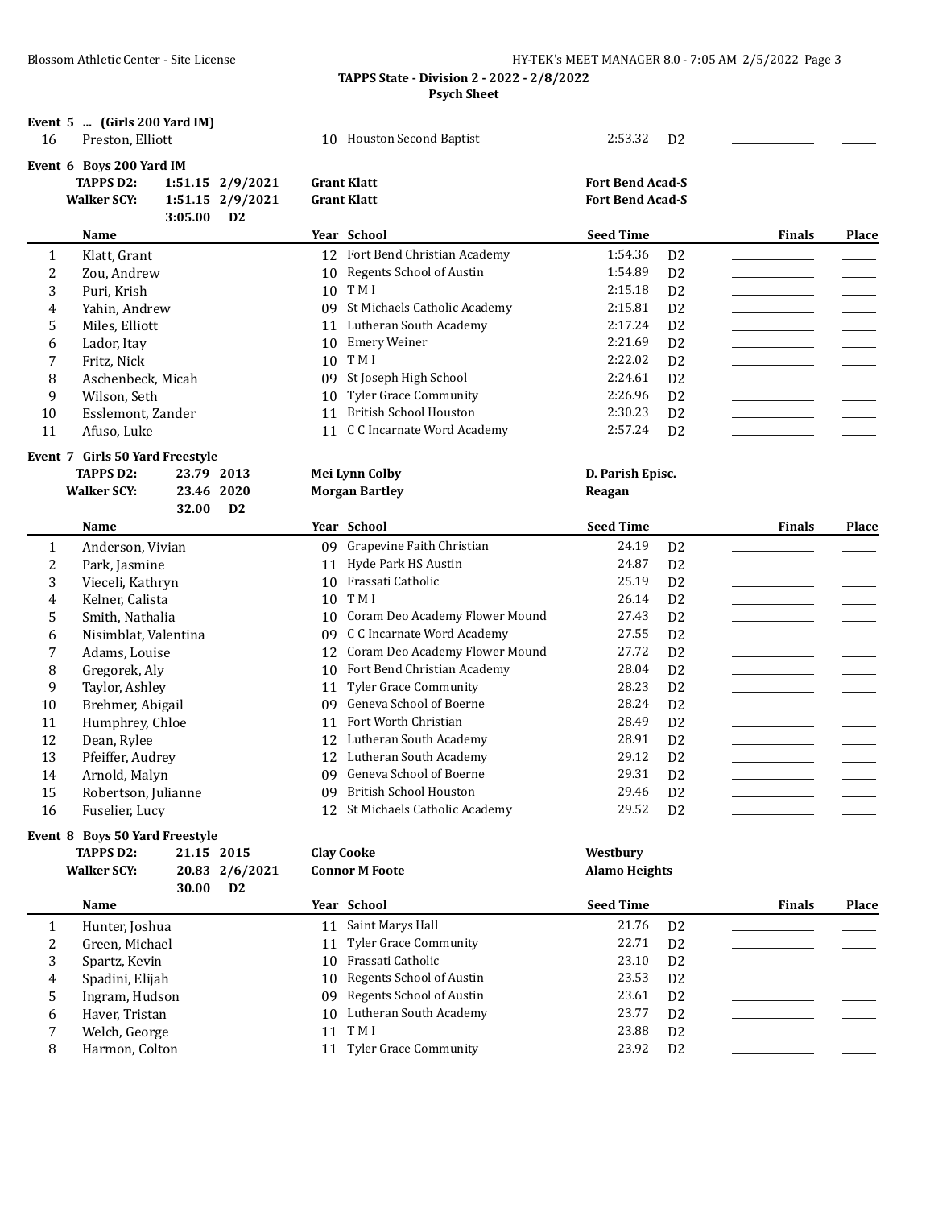**TAPPS State - Division 2 - 2022 - 2/8/2022**

**Psych Sheet**

**Event 5 ... (Girls 200 Yard IM)**

| | Name | Year | School | Seed Time | | Finals | Place |
|---|---|---|---|---|---|---|---|
| 16 | Preston, Elliott | 10 | Houston Second Baptist | 2:53.32 | D2 | | |

**Event 6 Boys 200 Yard IM**

| | | | | |
|---|---|---|---|---|
| **TAPPS D2:** | **1:51.15** | **2/9/2021** | **Grant Klatt** | **Fort Bend Acad-S** |
| **Walker SCY:** | **1:51.15** | **2/9/2021** | **Grant Klatt** | **Fort Bend Acad-S** |
| | **3:05.00** | **D2** | | |

| | Name | Year | School | Seed Time | | Finals | Place |
|---|---|---|---|---|---|---|---|
| 1 | Klatt, Grant | 12 | Fort Bend Christian Academy | 1:54.36 | D2 | | |
| 2 | Zou, Andrew | 10 | Regents School of Austin | 1:54.89 | D2 | | |
| 3 | Puri, Krish | 10 | T M I | 2:15.18 | D2 | | |
| 4 | Yahin, Andrew | 09 | St Michaels Catholic Academy | 2:15.81 | D2 | | |
| 5 | Miles, Elliott | 11 | Lutheran South Academy | 2:17.24 | D2 | | |
| 6 | Lador, Itay | 10 | Emery Weiner | 2:21.69 | D2 | | |
| 7 | Fritz, Nick | 10 | T M I | 2:22.02 | D2 | | |
| 8 | Aschenbeck, Micah | 09 | St Joseph High School | 2:24.61 | D2 | | |
| 9 | Wilson, Seth | 10 | Tyler Grace Community | 2:26.96 | D2 | | |
| 10 | Esslemont, Zander | 11 | British School Houston | 2:30.23 | D2 | | |
| 11 | Afuso, Luke | 11 | C C Incarnate Word Academy | 2:57.24 | D2 | | |

**Event 7 Girls 50 Yard Freestyle**

| | | | | |
|---|---|---|---|---|
| **TAPPS D2:** | **23.79** | **2013** | **Mei Lynn Colby** | **D. Parish Episc.** |
| **Walker SCY:** | **23.46** | **2020** | **Morgan Bartley** | **Reagan** |
| | **32.00** | **D2** | | |

| | Name | Year | School | Seed Time | | Finals | Place |
|---|---|---|---|---|---|---|---|
| 1 | Anderson, Vivian | 09 | Grapevine Faith Christian | 24.19 | D2 | | |
| 2 | Park, Jasmine | 11 | Hyde Park HS Austin | 24.87 | D2 | | |
| 3 | Vieceli, Kathryn | 10 | Frassati Catholic | 25.19 | D2 | | |
| 4 | Kelner, Calista | 10 | T M I | 26.14 | D2 | | |
| 5 | Smith, Nathalia | 10 | Coram Deo Academy Flower Mound | 27.43 | D2 | | |
| 6 | Nisimblat, Valentina | 09 | C C Incarnate Word Academy | 27.55 | D2 | | |
| 7 | Adams, Louise | 12 | Coram Deo Academy Flower Mound | 27.72 | D2 | | |
| 8 | Gregorek, Aly | 10 | Fort Bend Christian Academy | 28.04 | D2 | | |
| 9 | Taylor, Ashley | 11 | Tyler Grace Community | 28.23 | D2 | | |
| 10 | Brehmer, Abigail | 09 | Geneva School of Boerne | 28.24 | D2 | | |
| 11 | Humphrey, Chloe | 11 | Fort Worth Christian | 28.49 | D2 | | |
| 12 | Dean, Rylee | 12 | Lutheran South Academy | 28.91 | D2 | | |
| 13 | Pfeiffer, Audrey | 12 | Lutheran South Academy | 29.12 | D2 | | |
| 14 | Arnold, Malyn | 09 | Geneva School of Boerne | 29.31 | D2 | | |
| 15 | Robertson, Julianne | 09 | British School Houston | 29.46 | D2 | | |
| 16 | Fuselier, Lucy | 12 | St Michaels Catholic Academy | 29.52 | D2 | | |

**Event 8 Boys 50 Yard Freestyle**

| | | | | |
|---|---|---|---|---|
| **TAPPS D2:** | **21.15** | **2015** | **Clay Cooke** | **Westbury** |
| **Walker SCY:** | **20.83** | **2/6/2021** | **Connor M Foote** | **Alamo Heights** |
| | **30.00** | **D2** | | |

| | Name | Year | School | Seed Time | | Finals | Place |
|---|---|---|---|---|---|---|---|
| 1 | Hunter, Joshua | 11 | Saint Marys Hall | 21.76 | D2 | | |
| 2 | Green, Michael | 11 | Tyler Grace Community | 22.71 | D2 | | |
| 3 | Spartz, Kevin | 10 | Frassati Catholic | 23.10 | D2 | | |
| 4 | Spadini, Elijah | 10 | Regents School of Austin | 23.53 | D2 | | |
| 5 | Ingram, Hudson | 09 | Regents School of Austin | 23.61 | D2 | | |
| 6 | Haver, Tristan | 10 | Lutheran South Academy | 23.77 | D2 | | |
| 7 | Welch, George | 11 | T M I | 23.88 | D2 | | |
| 8 | Harmon, Colton | 11 | Tyler Grace Community | 23.92 | D2 | | |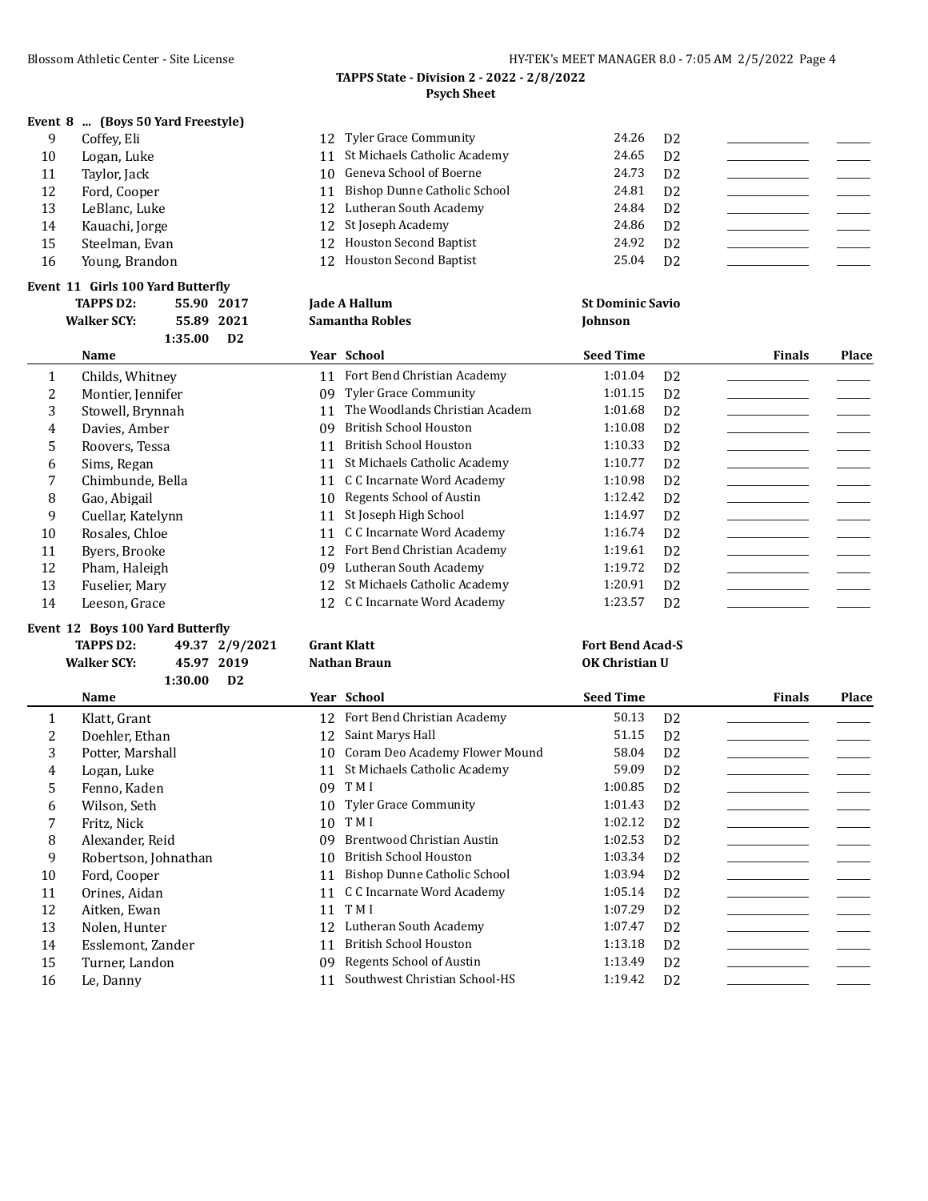TAPPS State - Division 2 - 2022 - 2/8/2022

Psych Sheet

**Event 8 ... (Boys 50 Yard Freestyle)**

| | Name | Year | School | Seed Time | | Finals | Place |
|---|---|---|---|---|---|---|---|
| 9 | Coffey, Eli | 12 | Tyler Grace Community | 24.26 | D2 | | |
| 10 | Logan, Luke | 11 | St Michaels Catholic Academy | 24.65 | D2 | | |
| 11 | Taylor, Jack | 10 | Geneva School of Boerne | 24.73 | D2 | | |
| 12 | Ford, Cooper | 11 | Bishop Dunne Catholic School | 24.81 | D2 | | |
| 13 | LeBlanc, Luke | 12 | Lutheran South Academy | 24.84 | D2 | | |
| 14 | Kauachi, Jorge | 12 | St Joseph Academy | 24.86 | D2 | | |
| 15 | Steelman, Evan | 12 | Houston Second Baptist | 24.92 | D2 | | |
| 16 | Young, Brandon | 12 | Houston Second Baptist | 25.04 | D2 | | |

**Event 11 Girls 100 Yard Butterfly**

| | | | |
|---|---|---|---|
| TAPPS D2: | 55.90 2017 | Jade A Hallum | St Dominic Savio |
| Walker SCY: | 55.89 2021 | Samantha Robles | Johnson |
| | 1:35.00 D2 | | |

| | Name | Year | School | Seed Time | | Finals | Place |
|---|---|---|---|---|---|---|---|
| 1 | Childs, Whitney | 11 | Fort Bend Christian Academy | 1:01.04 | D2 | | |
| 2 | Montier, Jennifer | 09 | Tyler Grace Community | 1:01.15 | D2 | | |
| 3 | Stowell, Brynnah | 11 | The Woodlands Christian Academ | 1:01.68 | D2 | | |
| 4 | Davies, Amber | 09 | British School Houston | 1:10.08 | D2 | | |
| 5 | Roovers, Tessa | 11 | British School Houston | 1:10.33 | D2 | | |
| 6 | Sims, Regan | 11 | St Michaels Catholic Academy | 1:10.77 | D2 | | |
| 7 | Chimbunde, Bella | 11 | C C Incarnate Word Academy | 1:10.98 | D2 | | |
| 8 | Gao, Abigail | 10 | Regents School of Austin | 1:12.42 | D2 | | |
| 9 | Cuellar, Katelynn | 11 | St Joseph High School | 1:14.97 | D2 | | |
| 10 | Rosales, Chloe | 11 | C C Incarnate Word Academy | 1:16.74 | D2 | | |
| 11 | Byers, Brooke | 12 | Fort Bend Christian Academy | 1:19.61 | D2 | | |
| 12 | Pham, Haleigh | 09 | Lutheran South Academy | 1:19.72 | D2 | | |
| 13 | Fuselier, Mary | 12 | St Michaels Catholic Academy | 1:20.91 | D2 | | |
| 14 | Leeson, Grace | 12 | C C Incarnate Word Academy | 1:23.57 | D2 | | |

**Event 12 Boys 100 Yard Butterfly**

| | | | |
|---|---|---|---|
| TAPPS D2: | 49.37 2/9/2021 | Grant Klatt | Fort Bend Acad-S |
| Walker SCY: | 45.97 2019 | Nathan Braun | OK Christian U |
| | 1:30.00 D2 | | |

| | Name | Year | School | Seed Time | | Finals | Place |
|---|---|---|---|---|---|---|---|
| 1 | Klatt, Grant | 12 | Fort Bend Christian Academy | 50.13 | D2 | | |
| 2 | Doehler, Ethan | 12 | Saint Marys Hall | 51.15 | D2 | | |
| 3 | Potter, Marshall | 10 | Coram Deo Academy Flower Mound | 58.04 | D2 | | |
| 4 | Logan, Luke | 11 | St Michaels Catholic Academy | 59.09 | D2 | | |
| 5 | Fenno, Kaden | 09 | T M I | 1:00.85 | D2 | | |
| 6 | Wilson, Seth | 10 | Tyler Grace Community | 1:01.43 | D2 | | |
| 7 | Fritz, Nick | 10 | T M I | 1:02.12 | D2 | | |
| 8 | Alexander, Reid | 09 | Brentwood Christian Austin | 1:02.53 | D2 | | |
| 9 | Robertson, Johnathan | 10 | British School Houston | 1:03.34 | D2 | | |
| 10 | Ford, Cooper | 11 | Bishop Dunne Catholic School | 1:03.94 | D2 | | |
| 11 | Orines, Aidan | 11 | C C Incarnate Word Academy | 1:05.14 | D2 | | |
| 12 | Aitken, Ewan | 11 | T M I | 1:07.29 | D2 | | |
| 13 | Nolen, Hunter | 12 | Lutheran South Academy | 1:07.47 | D2 | | |
| 14 | Esslemont, Zander | 11 | British School Houston | 1:13.18 | D2 | | |
| 15 | Turner, Landon | 09 | Regents School of Austin | 1:13.49 | D2 | | |
| 16 | Le, Danny | 11 | Southwest Christian School-HS | 1:19.42 | D2 | | |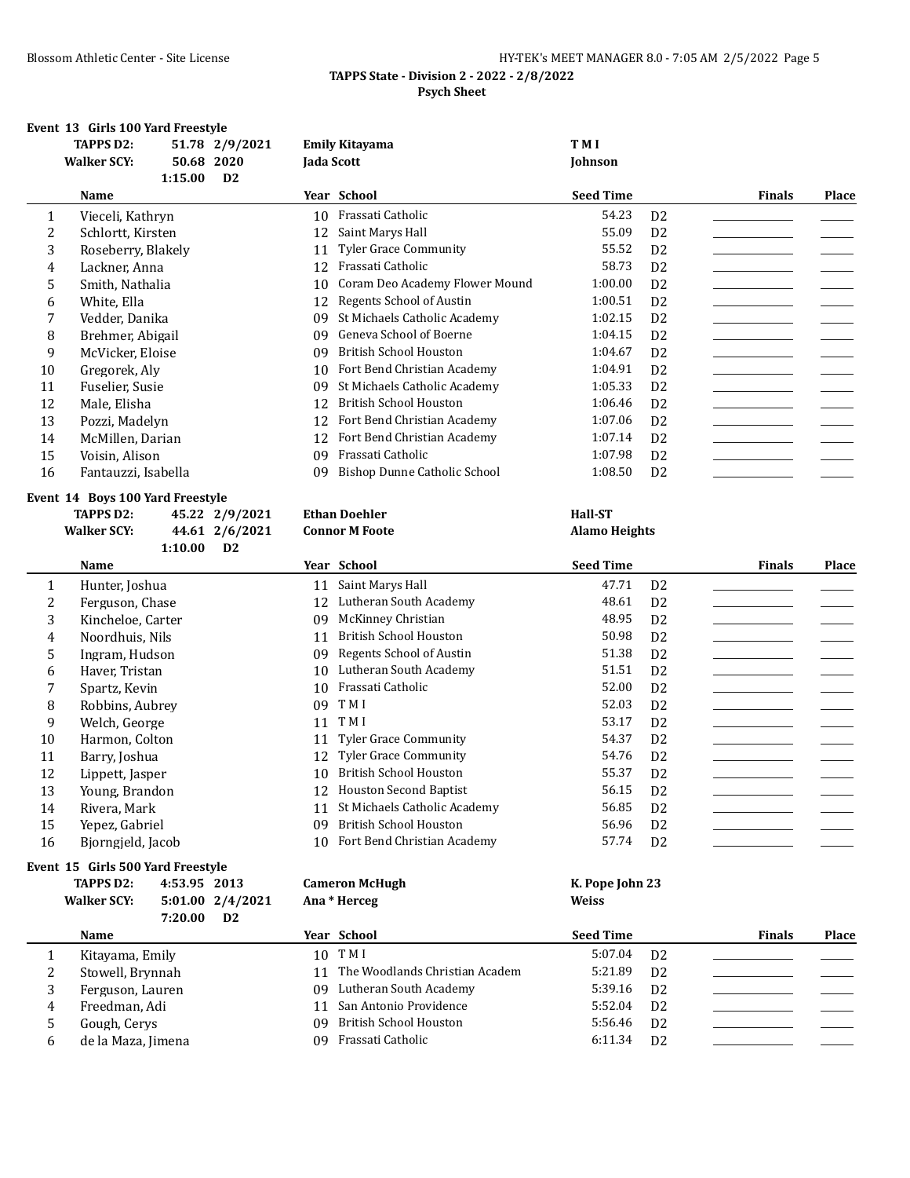**TAPPS State - Division 2 - 2022 - 2/8/2022**
**Psych Sheet**

## Event 13 Girls 100 Yard Freestyle

| | | | |
|---|---|---|---|
| **TAPPS D2:** | 51.78 2/9/2021 | **Emily Kitayama** | **T M I** |
| **Walker SCY:** | 50.68 2020 | **Jada Scott** | **Johnson** |
| | 1:15.00 D2 | | |

| | Name | Year | School | Seed Time | | Finals | Place |
|---|---|---|---|---|---|---|---|
| 1 | Vieceli, Kathryn | 10 | Frassati Catholic | 54.23 | D2 | | |
| 2 | Schlortt, Kirsten | 12 | Saint Marys Hall | 55.09 | D2 | | |
| 3 | Roseberry, Blakely | 11 | Tyler Grace Community | 55.52 | D2 | | |
| 4 | Lackner, Anna | 12 | Frassati Catholic | 58.73 | D2 | | |
| 5 | Smith, Nathalia | 10 | Coram Deo Academy Flower Mound | 1:00.00 | D2 | | |
| 6 | White, Ella | 12 | Regents School of Austin | 1:00.51 | D2 | | |
| 7 | Vedder, Danika | 09 | St Michaels Catholic Academy | 1:02.15 | D2 | | |
| 8 | Brehmer, Abigail | 09 | Geneva School of Boerne | 1:04.15 | D2 | | |
| 9 | McVicker, Eloise | 09 | British School Houston | 1:04.67 | D2 | | |
| 10 | Gregorek, Aly | 10 | Fort Bend Christian Academy | 1:04.91 | D2 | | |
| 11 | Fuselier, Susie | 09 | St Michaels Catholic Academy | 1:05.33 | D2 | | |
| 12 | Male, Elisha | 12 | British School Houston | 1:06.46 | D2 | | |
| 13 | Pozzi, Madelyn | 12 | Fort Bend Christian Academy | 1:07.06 | D2 | | |
| 14 | McMillen, Darian | 12 | Fort Bend Christian Academy | 1:07.14 | D2 | | |
| 15 | Voisin, Alison | 09 | Frassati Catholic | 1:07.98 | D2 | | |
| 16 | Fantauzzi, Isabella | 09 | Bishop Dunne Catholic School | 1:08.50 | D2 | | |

## Event 14 Boys 100 Yard Freestyle

| | | | |
|---|---|---|---|
| **TAPPS D2:** | 45.22 2/9/2021 | **Ethan Doehler** | **Hall-ST** |
| **Walker SCY:** | 44.61 2/6/2021 | **Connor M Foote** | **Alamo Heights** |
| | 1:10.00 D2 | | |

| | Name | Year | School | Seed Time | | Finals | Place |
|---|---|---|---|---|---|---|---|
| 1 | Hunter, Joshua | 11 | Saint Marys Hall | 47.71 | D2 | | |
| 2 | Ferguson, Chase | 12 | Lutheran South Academy | 48.61 | D2 | | |
| 3 | Kincheloe, Carter | 09 | McKinney Christian | 48.95 | D2 | | |
| 4 | Noordhuis, Nils | 11 | British School Houston | 50.98 | D2 | | |
| 5 | Ingram, Hudson | 09 | Regents School of Austin | 51.38 | D2 | | |
| 6 | Haver, Tristan | 10 | Lutheran South Academy | 51.51 | D2 | | |
| 7 | Spartz, Kevin | 10 | Frassati Catholic | 52.00 | D2 | | |
| 8 | Robbins, Aubrey | 09 | T M I | 52.03 | D2 | | |
| 9 | Welch, George | 11 | T M I | 53.17 | D2 | | |
| 10 | Harmon, Colton | 11 | Tyler Grace Community | 54.37 | D2 | | |
| 11 | Barry, Joshua | 12 | Tyler Grace Community | 54.76 | D2 | | |
| 12 | Lippett, Jasper | 10 | British School Houston | 55.37 | D2 | | |
| 13 | Young, Brandon | 12 | Houston Second Baptist | 56.15 | D2 | | |
| 14 | Rivera, Mark | 11 | St Michaels Catholic Academy | 56.85 | D2 | | |
| 15 | Yepez, Gabriel | 09 | British School Houston | 56.96 | D2 | | |
| 16 | Bjorngjeld, Jacob | 10 | Fort Bend Christian Academy | 57.74 | D2 | | |

## Event 15 Girls 500 Yard Freestyle

| | | | |
|---|---|---|---|
| **TAPPS D2:** | 4:53.95 2013 | **Cameron McHugh** | **K. Pope John 23** |
| **Walker SCY:** | 5:01.00 2/4/2021 | **Ana * Herceg** | **Weiss** |
| | 7:20.00 D2 | | |

| | Name | Year | School | Seed Time | | Finals | Place |
|---|---|---|---|---|---|---|---|
| 1 | Kitayama, Emily | 10 | T M I | 5:07.04 | D2 | | |
| 2 | Stowell, Brynnah | 11 | The Woodlands Christian Academ | 5:21.89 | D2 | | |
| 3 | Ferguson, Lauren | 09 | Lutheran South Academy | 5:39.16 | D2 | | |
| 4 | Freedman, Adi | 11 | San Antonio Providence | 5:52.04 | D2 | | |
| 5 | Gough, Cerys | 09 | British School Houston | 5:56.46 | D2 | | |
| 6 | de la Maza, Jimena | 09 | Frassati Catholic | 6:11.34 | D2 | | |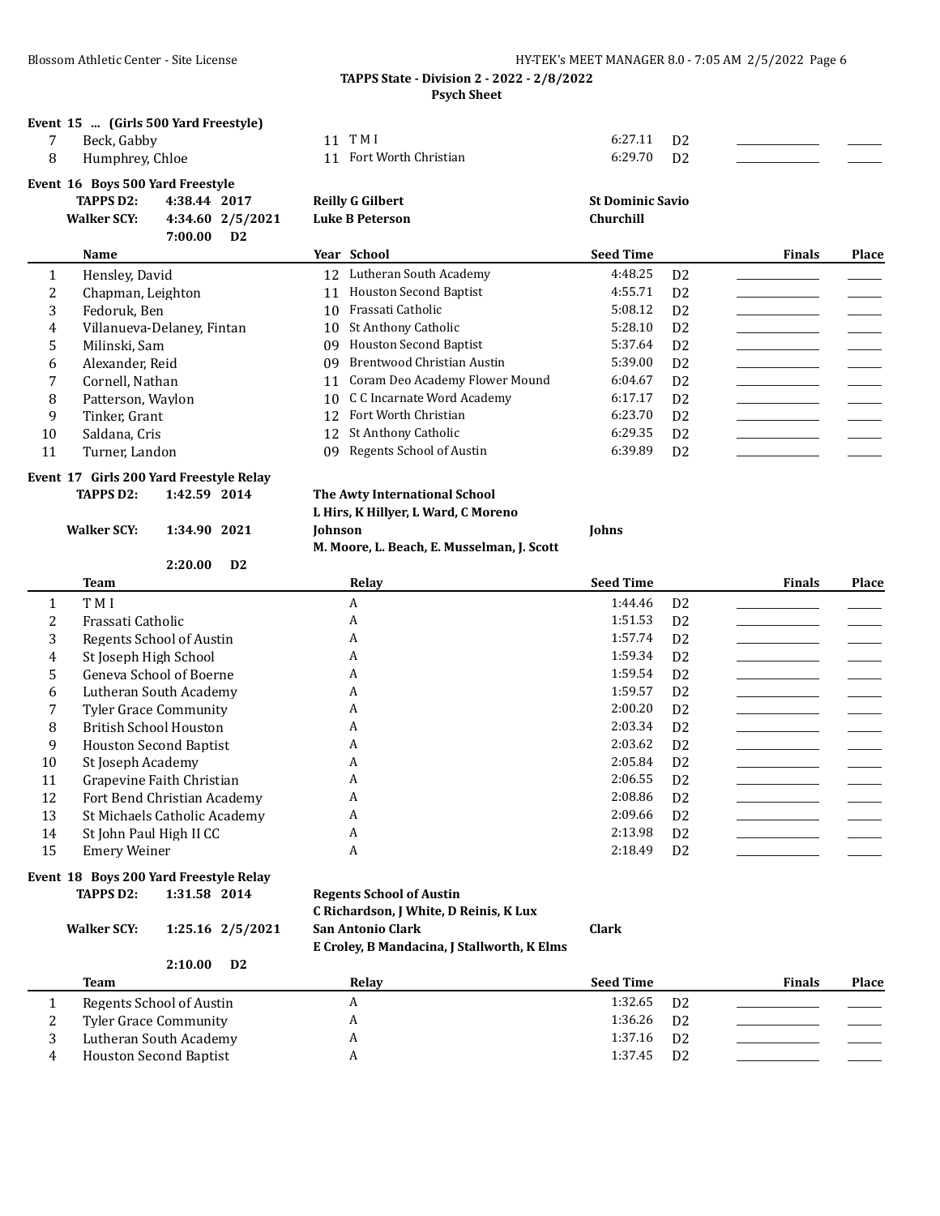**TAPPS State - Division 2 - 2022 - 2/8/2022**
**Psych Sheet**

### Event 15 ... (Girls 500 Yard Freestyle)

| | Name | Year | School | Seed Time | | Finals | Place |
|---|---|---|---|---|---|---|---|
| 7 | Beck, Gabby | 11 | T M I | 6:27.11 | D2 | | |
| 8 | Humphrey, Chloe | 11 | Fort Worth Christian | 6:29.70 | D2 | | |

### Event 16 Boys 500 Yard Freestyle

**TAPPS D2:** 4:38.44 2017 **Reilly G Gilbert** **St Dominic Savio**
**Walker SCY:** 4:34.60 2/5/2021 **Luke B Peterson** **Churchill**
7:00.00 D2

| | Name | Year | School | Seed Time | | Finals | Place |
|---|---|---|---|---|---|---|---|
| 1 | Hensley, David | 12 | Lutheran South Academy | 4:48.25 | D2 | | |
| 2 | Chapman, Leighton | 11 | Houston Second Baptist | 4:55.71 | D2 | | |
| 3 | Fedoruk, Ben | 10 | Frassati Catholic | 5:08.12 | D2 | | |
| 4 | Villanueva-Delaney, Fintan | 10 | St Anthony Catholic | 5:28.10 | D2 | | |
| 5 | Milinski, Sam | 09 | Houston Second Baptist | 5:37.64 | D2 | | |
| 6 | Alexander, Reid | 09 | Brentwood Christian Austin | 5:39.00 | D2 | | |
| 7 | Cornell, Nathan | 11 | Coram Deo Academy Flower Mound | 6:04.67 | D2 | | |
| 8 | Patterson, Waylon | 10 | C C Incarnate Word Academy | 6:17.17 | D2 | | |
| 9 | Tinker, Grant | 12 | Fort Worth Christian | 6:23.70 | D2 | | |
| 10 | Saldana, Cris | 12 | St Anthony Catholic | 6:29.35 | D2 | | |
| 11 | Turner, Landon | 09 | Regents School of Austin | 6:39.89 | D2 | | |

### Event 17 Girls 200 Yard Freestyle Relay

**TAPPS D2:** 1:42.59 2014 **The Awty International School**
**L Hirs, K Hillyer, L Ward, C Moreno**
**Walker SCY:** 1:34.90 2021 **Johnson** **Johns**
**M. Moore, L. Beach, E. Musselman, J. Scott**
2:20.00 D2

| | Team | Relay | Seed Time | | Finals | Place |
|---|---|---|---|---|---|---|
| 1 | T M I | A | 1:44.46 | D2 | | |
| 2 | Frassati Catholic | A | 1:51.53 | D2 | | |
| 3 | Regents School of Austin | A | 1:57.74 | D2 | | |
| 4 | St Joseph High School | A | 1:59.34 | D2 | | |
| 5 | Geneva School of Boerne | A | 1:59.54 | D2 | | |
| 6 | Lutheran South Academy | A | 1:59.57 | D2 | | |
| 7 | Tyler Grace Community | A | 2:00.20 | D2 | | |
| 8 | British School Houston | A | 2:03.34 | D2 | | |
| 9 | Houston Second Baptist | A | 2:03.62 | D2 | | |
| 10 | St Joseph Academy | A | 2:05.84 | D2 | | |
| 11 | Grapevine Faith Christian | A | 2:06.55 | D2 | | |
| 12 | Fort Bend Christian Academy | A | 2:08.86 | D2 | | |
| 13 | St Michaels Catholic Academy | A | 2:09.66 | D2 | | |
| 14 | St John Paul High II CC | A | 2:13.98 | D2 | | |
| 15 | Emery Weiner | A | 2:18.49 | D2 | | |

### Event 18 Boys 200 Yard Freestyle Relay

**TAPPS D2:** 1:31.58 2014 **Regents School of Austin**
**C Richardson, J White, D Reinis, K Lux**
**Walker SCY:** 1:25.16 2/5/2021 **San Antonio Clark** **Clark**
**E Croley, B Mandacina, J Stallworth, K Elms**
2:10.00 D2

| | Team | Relay | Seed Time | | Finals | Place |
|---|---|---|---|---|---|---|
| 1 | Regents School of Austin | A | 1:32.65 | D2 | | |
| 2 | Tyler Grace Community | A | 1:36.26 | D2 | | |
| 3 | Lutheran South Academy | A | 1:37.16 | D2 | | |
| 4 | Houston Second Baptist | A | 1:37.45 | D2 | | |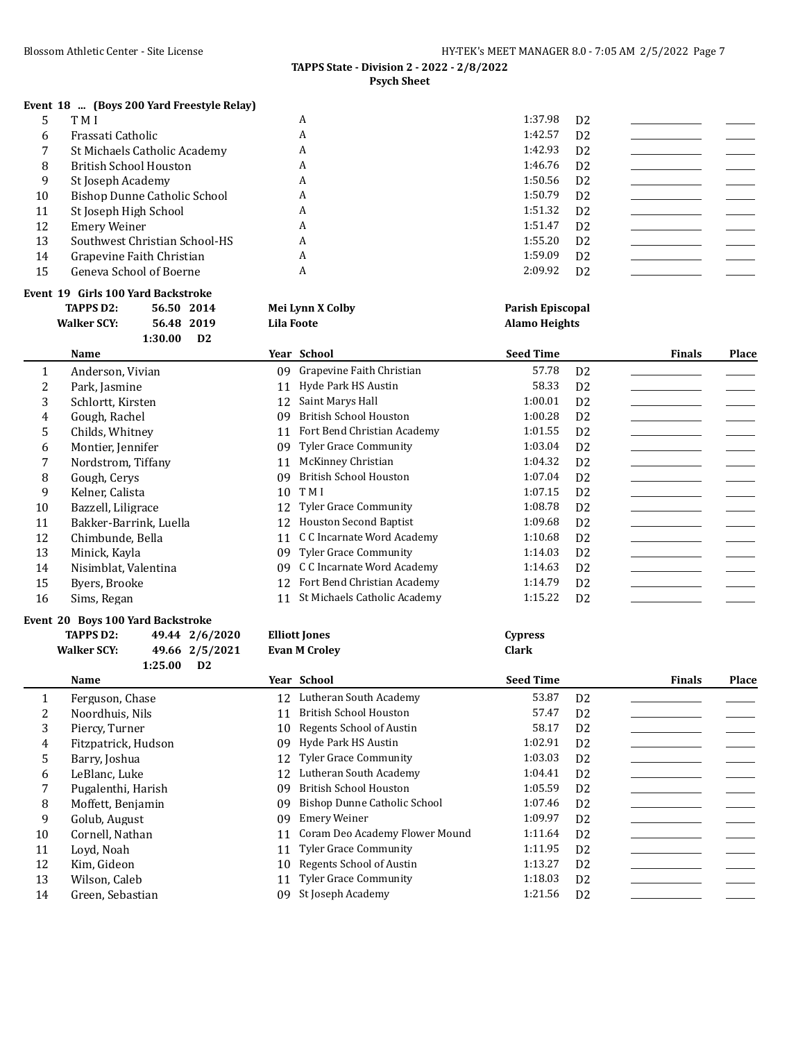**TAPPS State - Division 2 - 2022 - 2/8/2022**
**Psych Sheet**

### Event 18 ... (Boys 200 Yard Freestyle Relay)

| | Team | Relay | Seed Time | | Finals | Place |
|---|---|---|---|---|---|---|
| 5 | T M I | A | 1:37.98 | D2 | | |
| 6 | Frassati Catholic | A | 1:42.57 | D2 | | |
| 7 | St Michaels Catholic Academy | A | 1:42.93 | D2 | | |
| 8 | British School Houston | A | 1:46.76 | D2 | | |
| 9 | St Joseph Academy | A | 1:50.56 | D2 | | |
| 10 | Bishop Dunne Catholic School | A | 1:50.79 | D2 | | |
| 11 | St Joseph High School | A | 1:51.32 | D2 | | |
| 12 | Emery Weiner | A | 1:51.47 | D2 | | |
| 13 | Southwest Christian School-HS | A | 1:55.20 | D2 | | |
| 14 | Grapevine Faith Christian | A | 1:59.09 | D2 | | |
| 15 | Geneva School of Boerne | A | 2:09.92 | D2 | | |

### Event 19 Girls 100 Yard Backstroke

**TAPPS D2:** 56.50 2014 — **Mei Lynn X Colby** — **Parish Episcopal**
**Walker SCY:** 56.48 2019 — **Lila Foote** — **Alamo Heights**
1:30.00 D2

| | Name | Year | School | Seed Time | | Finals | Place |
|---|---|---|---|---|---|---|---|
| 1 | Anderson, Vivian | 09 | Grapevine Faith Christian | 57.78 | D2 | | |
| 2 | Park, Jasmine | 11 | Hyde Park HS Austin | 58.33 | D2 | | |
| 3 | Schlortt, Kirsten | 12 | Saint Marys Hall | 1:00.01 | D2 | | |
| 4 | Gough, Rachel | 09 | British School Houston | 1:00.28 | D2 | | |
| 5 | Childs, Whitney | 11 | Fort Bend Christian Academy | 1:01.55 | D2 | | |
| 6 | Montier, Jennifer | 09 | Tyler Grace Community | 1:03.04 | D2 | | |
| 7 | Nordstrom, Tiffany | 11 | McKinney Christian | 1:04.32 | D2 | | |
| 8 | Gough, Cerys | 09 | British School Houston | 1:07.04 | D2 | | |
| 9 | Kelner, Calista | 10 | T M I | 1:07.15 | D2 | | |
| 10 | Bazzell, Liligrace | 12 | Tyler Grace Community | 1:08.78 | D2 | | |
| 11 | Bakker-Barrink, Luella | 12 | Houston Second Baptist | 1:09.68 | D2 | | |
| 12 | Chimbunde, Bella | 11 | C C Incarnate Word Academy | 1:10.68 | D2 | | |
| 13 | Minick, Kayla | 09 | Tyler Grace Community | 1:14.03 | D2 | | |
| 14 | Nisimblat, Valentina | 09 | C C Incarnate Word Academy | 1:14.63 | D2 | | |
| 15 | Byers, Brooke | 12 | Fort Bend Christian Academy | 1:14.79 | D2 | | |
| 16 | Sims, Regan | 11 | St Michaels Catholic Academy | 1:15.22 | D2 | | |

### Event 20 Boys 100 Yard Backstroke

**TAPPS D2:** 49.44 2/6/2020 — **Elliott Jones** — **Cypress**
**Walker SCY:** 49.66 2/5/2021 — **Evan M Croley** — **Clark**
1:25.00 D2

| | Name | Year | School | Seed Time | | Finals | Place |
|---|---|---|---|---|---|---|---|
| 1 | Ferguson, Chase | 12 | Lutheran South Academy | 53.87 | D2 | | |
| 2 | Noordhuis, Nils | 11 | British School Houston | 57.47 | D2 | | |
| 3 | Piercy, Turner | 10 | Regents School of Austin | 58.17 | D2 | | |
| 4 | Fitzpatrick, Hudson | 09 | Hyde Park HS Austin | 1:02.91 | D2 | | |
| 5 | Barry, Joshua | 12 | Tyler Grace Community | 1:03.03 | D2 | | |
| 6 | LeBlanc, Luke | 12 | Lutheran South Academy | 1:04.41 | D2 | | |
| 7 | Pugalenthi, Harish | 09 | British School Houston | 1:05.59 | D2 | | |
| 8 | Moffett, Benjamin | 09 | Bishop Dunne Catholic School | 1:07.46 | D2 | | |
| 9 | Golub, August | 09 | Emery Weiner | 1:09.97 | D2 | | |
| 10 | Cornell, Nathan | 11 | Coram Deo Academy Flower Mound | 1:11.64 | D2 | | |
| 11 | Loyd, Noah | 11 | Tyler Grace Community | 1:11.95 | D2 | | |
| 12 | Kim, Gideon | 10 | Regents School of Austin | 1:13.27 | D2 | | |
| 13 | Wilson, Caleb | 11 | Tyler Grace Community | 1:18.03 | D2 | | |
| 14 | Green, Sebastian | 09 | St Joseph Academy | 1:21.56 | D2 | | |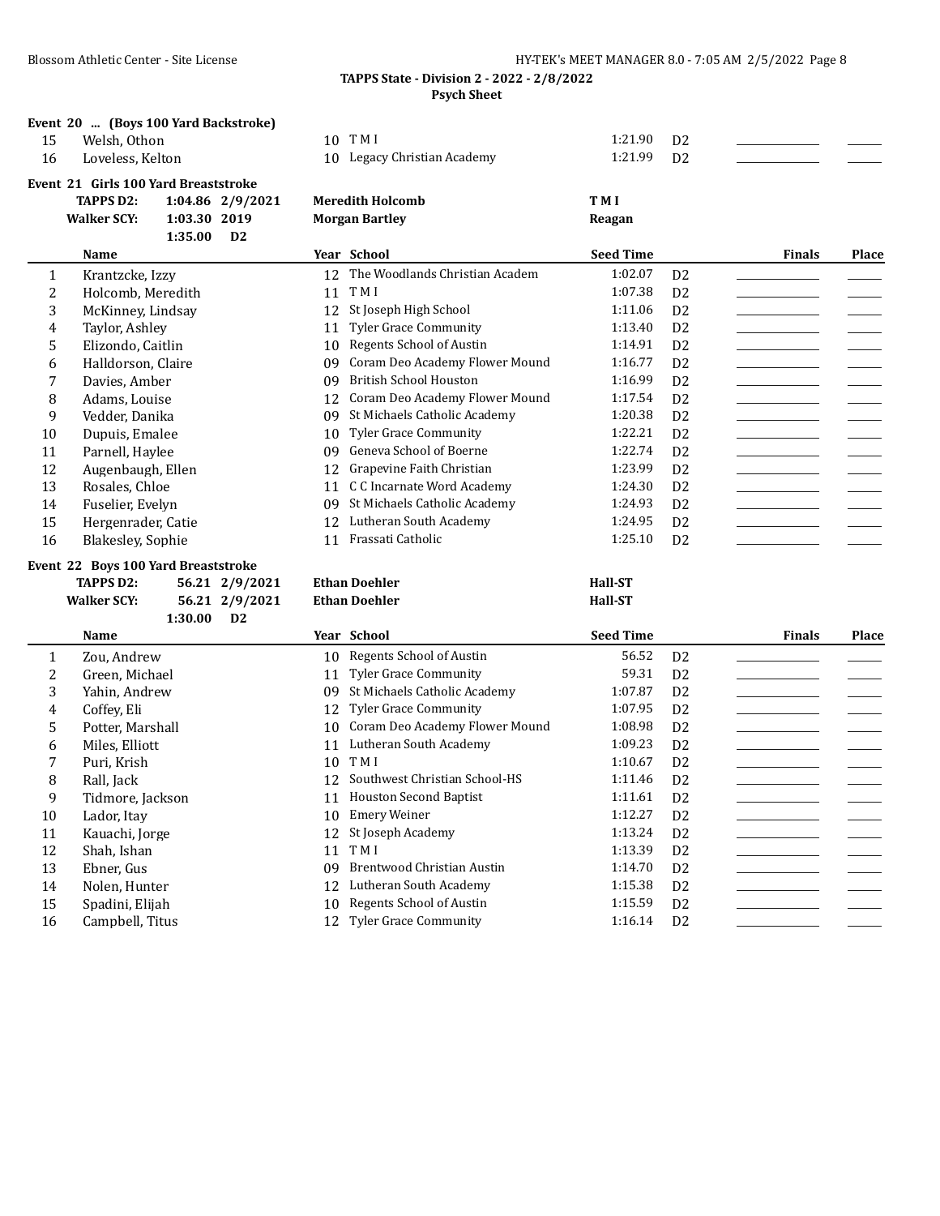**TAPPS State - Division 2 - 2022 - 2/8/2022**
**Psych Sheet**

### Event 20 ... (Boys 100 Yard Backstroke)

| | Name | Year | School | Seed Time | | Finals | Place |
|---|---|---|---|---|---|---|---|
| 15 | Welsh, Othon | 10 | T M I | 1:21.90 | D2 | | |
| 16 | Loveless, Kelton | 10 | Legacy Christian Academy | 1:21.99 | D2 | | |

### Event 21 Girls 100 Yard Breaststroke

| | | | | |
|---|---|---|---|---|
| **TAPPS D2:** | **1:04.86** | **2/9/2021** | **Meredith Holcomb** | **T M I** |
| **Walker SCY:** | **1:03.30** | **2019** | **Morgan Bartley** | **Reagan** |
| | **1:35.00** | **D2** | | |

| | Name | Year | School | Seed Time | | Finals | Place |
|---|---|---|---|---|---|---|---|
| 1 | Krantzcke, Izzy | 12 | The Woodlands Christian Academ | 1:02.07 | D2 | | |
| 2 | Holcomb, Meredith | 11 | T M I | 1:07.38 | D2 | | |
| 3 | McKinney, Lindsay | 12 | St Joseph High School | 1:11.06 | D2 | | |
| 4 | Taylor, Ashley | 11 | Tyler Grace Community | 1:13.40 | D2 | | |
| 5 | Elizondo, Caitlin | 10 | Regents School of Austin | 1:14.91 | D2 | | |
| 6 | Halldorson, Claire | 09 | Coram Deo Academy Flower Mound | 1:16.77 | D2 | | |
| 7 | Davies, Amber | 09 | British School Houston | 1:16.99 | D2 | | |
| 8 | Adams, Louise | 12 | Coram Deo Academy Flower Mound | 1:17.54 | D2 | | |
| 9 | Vedder, Danika | 09 | St Michaels Catholic Academy | 1:20.38 | D2 | | |
| 10 | Dupuis, Emalee | 10 | Tyler Grace Community | 1:22.21 | D2 | | |
| 11 | Parnell, Haylee | 09 | Geneva School of Boerne | 1:22.74 | D2 | | |
| 12 | Augenbaugh, Ellen | 12 | Grapevine Faith Christian | 1:23.99 | D2 | | |
| 13 | Rosales, Chloe | 11 | C C Incarnate Word Academy | 1:24.30 | D2 | | |
| 14 | Fuselier, Evelyn | 09 | St Michaels Catholic Academy | 1:24.93 | D2 | | |
| 15 | Hergenrader, Catie | 12 | Lutheran South Academy | 1:24.95 | D2 | | |
| 16 | Blakesley, Sophie | 11 | Frassati Catholic | 1:25.10 | D2 | | |

### Event 22 Boys 100 Yard Breaststroke

| | | | | |
|---|---|---|---|---|
| **TAPPS D2:** | **56.21** | **2/9/2021** | **Ethan Doehler** | **Hall-ST** |
| **Walker SCY:** | **56.21** | **2/9/2021** | **Ethan Doehler** | **Hall-ST** |
| | **1:30.00** | **D2** | | |

| | Name | Year | School | Seed Time | | Finals | Place |
|---|---|---|---|---|---|---|---|
| 1 | Zou, Andrew | 10 | Regents School of Austin | 56.52 | D2 | | |
| 2 | Green, Michael | 11 | Tyler Grace Community | 59.31 | D2 | | |
| 3 | Yahin, Andrew | 09 | St Michaels Catholic Academy | 1:07.87 | D2 | | |
| 4 | Coffey, Eli | 12 | Tyler Grace Community | 1:07.95 | D2 | | |
| 5 | Potter, Marshall | 10 | Coram Deo Academy Flower Mound | 1:08.98 | D2 | | |
| 6 | Miles, Elliott | 11 | Lutheran South Academy | 1:09.23 | D2 | | |
| 7 | Puri, Krish | 10 | T M I | 1:10.67 | D2 | | |
| 8 | Rall, Jack | 12 | Southwest Christian School-HS | 1:11.46 | D2 | | |
| 9 | Tidmore, Jackson | 11 | Houston Second Baptist | 1:11.61 | D2 | | |
| 10 | Lador, Itay | 10 | Emery Weiner | 1:12.27 | D2 | | |
| 11 | Kauachi, Jorge | 12 | St Joseph Academy | 1:13.24 | D2 | | |
| 12 | Shah, Ishan | 11 | T M I | 1:13.39 | D2 | | |
| 13 | Ebner, Gus | 09 | Brentwood Christian Austin | 1:14.70 | D2 | | |
| 14 | Nolen, Hunter | 12 | Lutheran South Academy | 1:15.38 | D2 | | |
| 15 | Spadini, Elijah | 10 | Regents School of Austin | 1:15.59 | D2 | | |
| 16 | Campbell, Titus | 12 | Tyler Grace Community | 1:16.14 | D2 | | |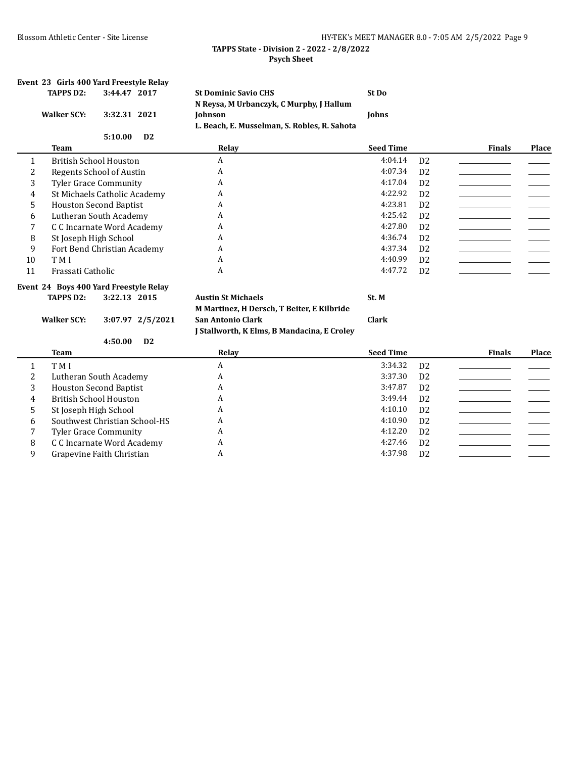**TAPPS State - Division 2 - 2022 - 2/8/2022**
**Psych Sheet**

### Event 23 Girls 400 Yard Freestyle Relay

| | | | |
|---|---|---|---|
| **TAPPS D2:** | **3:44.47 2017** | **St Dominic Savio CHS** | **St Do** |
| | | **N Reysa, M Urbanczyk, C Murphy, J Hallum** | |
| **Walker SCY:** | **3:32.31 2021** | **Johnson** | **Johns** |
| | | **L. Beach, E. Musselman, S. Robles, R. Sahota** | |
| | **5:10.00 D2** | | |

| | Team | Relay | Seed Time | | Finals | Place |
|---|---|---|---|---|---|---|
| 1 | British School Houston | A | 4:04.14 | D2 | | |
| 2 | Regents School of Austin | A | 4:07.34 | D2 | | |
| 3 | Tyler Grace Community | A | 4:17.04 | D2 | | |
| 4 | St Michaels Catholic Academy | A | 4:22.92 | D2 | | |
| 5 | Houston Second Baptist | A | 4:23.81 | D2 | | |
| 6 | Lutheran South Academy | A | 4:25.42 | D2 | | |
| 7 | C C Incarnate Word Academy | A | 4:27.80 | D2 | | |
| 8 | St Joseph High School | A | 4:36.74 | D2 | | |
| 9 | Fort Bend Christian Academy | A | 4:37.34 | D2 | | |
| 10 | T M I | A | 4:40.99 | D2 | | |
| 11 | Frassati Catholic | A | 4:47.72 | D2 | | |

### Event 24 Boys 400 Yard Freestyle Relay

| | | | |
|---|---|---|---|
| **TAPPS D2:** | **3:22.13 2015** | **Austin St Michaels** | **St. M** |
| | | **M Martinez, H Dersch, T Beiter, E Kilbride** | |
| **Walker SCY:** | **3:07.97 2/5/2021** | **San Antonio Clark** | **Clark** |
| | | **J Stallworth, K Elms, B Mandacina, E Croley** | |
| | **4:50.00 D2** | | |

| | Team | Relay | Seed Time | | Finals | Place |
|---|---|---|---|---|---|---|
| 1 | T M I | A | 3:34.32 | D2 | | |
| 2 | Lutheran South Academy | A | 3:37.30 | D2 | | |
| 3 | Houston Second Baptist | A | 3:47.87 | D2 | | |
| 4 | British School Houston | A | 3:49.44 | D2 | | |
| 5 | St Joseph High School | A | 4:10.10 | D2 | | |
| 6 | Southwest Christian School-HS | A | 4:10.90 | D2 | | |
| 7 | Tyler Grace Community | A | 4:12.20 | D2 | | |
| 8 | C C Incarnate Word Academy | A | 4:27.46 | D2 | | |
| 9 | Grapevine Faith Christian | A | 4:37.98 | D2 | | |